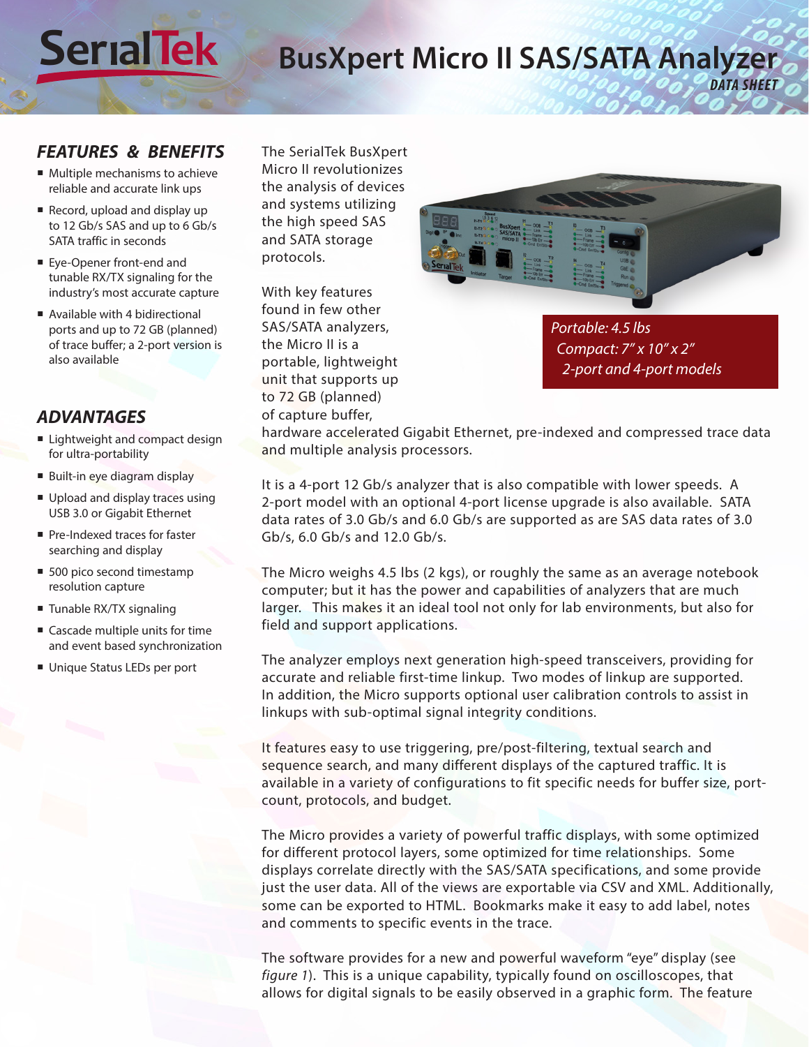# BusXpert Micro II SAS/SATA Analyzer

*DATA SHEET*

## FEATURES & BENEFITS

- Multiple mechanisms to achieve reliable and accurate link ups
- Record, upload and display up to 12 Gb/s SAS and up to 6 Gb/s SATA traffic in seconds
- Eye-Opener front-end and tunable RX/TX signaling for the industry's most accurate capture
- Available with 4 bidirectional ports and up to 72 GB (planned) of trace buffer; a 2-port version is also available

## ADVANTAGES

- Lightweight and compact design for ultra-portability
- Built-in eye diagram display
- Upload and display traces using USB 3.0 or Gigabit Ethernet
- Pre-Indexed traces for faster searching and display
- 500 pico second timestamp resolution capture
- Tunable RX/TX signaling
- Cascade multiple units for time and event based synchronization
- Unique Status LEDs per port

*Portable: 4.5 lbs*
*Compact: 7" x 10" x 2"*
*2-port and 4-port models*

The SerialTek BusXpert Micro II revolutionizes the analysis of devices and systems utilizing the high speed SAS and SATA storage protocols.

With key features found in few other SAS/SATA analyzers, the Micro II is a portable, lightweight unit that supports up to 72 GB (planned) of capture buffer, hardware accelerated Gigabit Ethernet, pre-indexed and compressed trace data and multiple analysis processors.

It is a 4-port 12 Gb/s analyzer that is also compatible with lower speeds. A 2-port model with an optional 4-port license upgrade is also available. SATA data rates of 3.0 Gb/s and 6.0 Gb/s are supported as are SAS data rates of 3.0 Gb/s, 6.0 Gb/s and 12.0 Gb/s.

The Micro weighs 4.5 lbs (2 kgs), or roughly the same as an average notebook computer; but it has the power and capabilities of analyzers that are much larger. This makes it an ideal tool not only for lab environments, but also for field and support applications.

The analyzer employs next generation high-speed transceivers, providing for accurate and reliable first-time linkup. Two modes of linkup are supported. In addition, the Micro supports optional user calibration controls to assist in linkups with sub-optimal signal integrity conditions.

It features easy to use triggering, pre/post-filtering, textual search and sequence search, and many different displays of the captured traffic. It is available in a variety of configurations to fit specific needs for buffer size, port-count, protocols, and budget.

The Micro provides a variety of powerful traffic displays, with some optimized for different protocol layers, some optimized for time relationships. Some displays correlate directly with the SAS/SATA specifications, and some provide just the user data. All of the views are exportable via CSV and XML. Additionally, some can be exported to HTML. Bookmarks make it easy to add label, notes and comments to specific events in the trace.

The software provides for a new and powerful waveform "eye" display (see *figure 1*). This is a unique capability, typically found on oscilloscopes, that allows for digital signals to be easily observed in a graphic form. The feature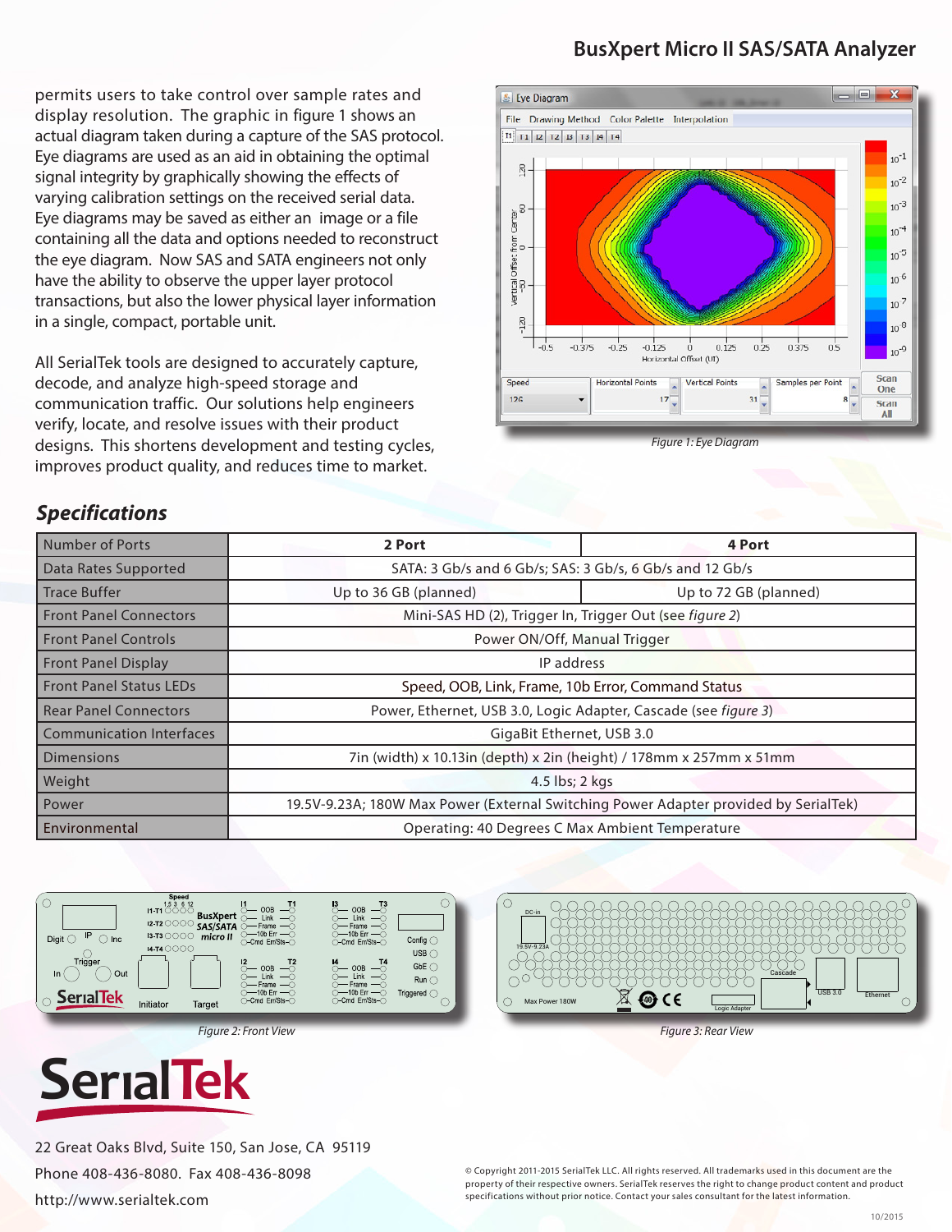# BusXpert Micro II SAS/SATA Analyzer

permits users to take control over sample rates and display resolution. The graphic in figure 1 shows an actual diagram taken during a capture of the SAS protocol. Eye diagrams are used as an aid in obtaining the optimal signal integrity by graphically showing the effects of varying calibration settings on the received serial data. Eye diagrams may be saved as either an image or a file containing all the data and options needed to reconstruct the eye diagram. Now SAS and SATA engineers not only have the ability to observe the upper layer protocol transactions, but also the lower physical layer information in a single, compact, portable unit.

All SerialTek tools are designed to accurately capture, decode, and analyze high-speed storage and communication traffic. Our solutions help engineers verify, locate, and resolve issues with their product designs. This shortens development and testing cycles, improves product quality, and reduces time to market.

*Figure 1: Eye Diagram*

## *Specifications*

| Number of Ports | 2 Port | 4 Port |
|---|---|---|
| Data Rates Supported | SATA: 3 Gb/s and 6 Gb/s; SAS: 3 Gb/s, 6 Gb/s and 12 Gb/s | |
| Trace Buffer | Up to 36 GB (planned) | Up to 72 GB (planned) |
| Front Panel Connectors | Mini-SAS HD (2), Trigger In, Trigger Out (see *figure 2*) | |
| Front Panel Controls | Power ON/Off, Manual Trigger | |
| Front Panel Display | IP address | |
| Front Panel Status LEDs | Speed, OOB, Link, Frame, 10b Error, Command Status | |
| Rear Panel Connectors | Power, Ethernet, USB 3.0, Logic Adapter, Cascade (see *figure 3*) | |
| Communication Interfaces | GigaBit Ethernet, USB 3.0 | |
| Dimensions | 7in (width) x 10.13in (depth) x 2in (height) / 178mm x 257mm x 51mm | |
| Weight | 4.5 lbs; 2 kgs | |
| Power | 19.5V-9.23A; 180W Max Power (External Switching Power Adapter provided by SerialTek) | |
| Environmental | Operating: 40 Degrees C Max Ambient Temperature | |

*Figure 2: Front View*

*Figure 3: Rear View*

SerialTek

22 Great Oaks Blvd, Suite 150, San Jose, CA 95119

Phone 408-436-8080. Fax 408-436-8098

http://www.serialtek.com

© Copyright 2011-2015 SerialTek LLC. All rights reserved. All trademarks used in this document are the property of their respective owners. SerialTek reserves the right to change product content and product specifications without prior notice. Contact your sales consultant for the latest information.

10/2015